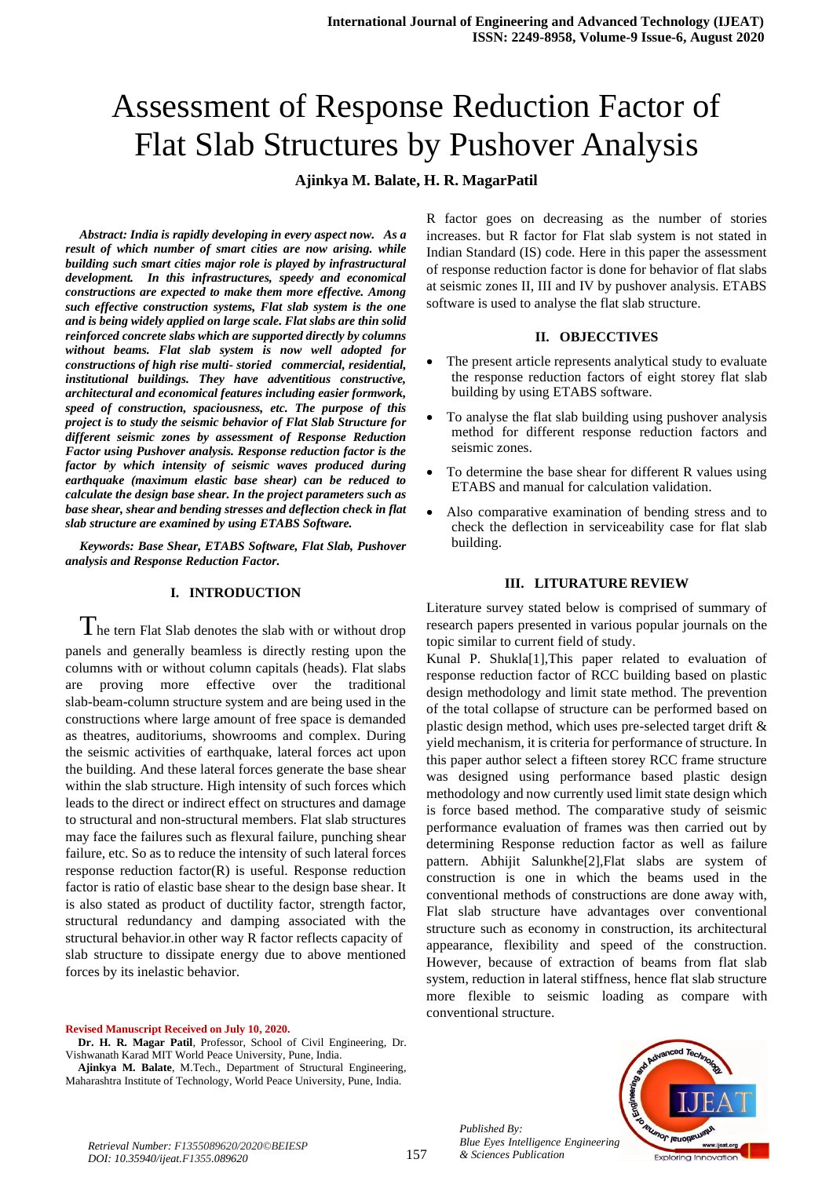# Assessment of Response Reduction Factor of Flat Slab Structures by Pushover Analysis

**Ajinkya M. Balate, H. R. MagarPatil**

***Abstract: India is rapidly developing in every aspect now. As a result of which number of smart cities are now arising. while building such smart cities major role is played by infrastructural development. In this infrastructures, speedy and economical constructions are expected to make them more effective. Among such effective construction systems, Flat slab system is the one and is being widely applied on large scale. Flat slabs are thin solid reinforced concrete slabs which are supported directly by columns without beams. Flat slab system is now well adopted for constructions of high rise multi- storied commercial, residential, institutional buildings. They have adventitious constructive, architectural and economical features including easier formwork, speed of construction, spaciousness, etc. The purpose of this project is to study the seismic behavior of Flat Slab Structure for different seismic zones by assessment of Response Reduction Factor using Pushover analysis. Response reduction factor is the factor by which intensity of seismic waves produced during earthquake (maximum elastic base shear) can be reduced to calculate the design base shear. In the project parameters such as base shear, shear and bending stresses and deflection check in flat slab structure are examined by using ETABS Software.***

***Keywords: Base Shear, ETABS Software, Flat Slab, Pushover analysis and Response Reduction Factor.***

## I. INTRODUCTION

The tern Flat Slab denotes the slab with or without drop panels and generally beamless is directly resting upon the columns with or without column capitals (heads). Flat slabs are proving more effective over the traditional slab-beam-column structure system and are being used in the constructions where large amount of free space is demanded as theatres, auditoriums, showrooms and complex. During the seismic activities of earthquake, lateral forces act upon the building. And these lateral forces generate the base shear within the slab structure. High intensity of such forces which leads to the direct or indirect effect on structures and damage to structural and non-structural members. Flat slab structures may face the failures such as flexural failure, punching shear failure, etc. So as to reduce the intensity of such lateral forces response reduction factor(R) is useful. Response reduction factor is ratio of elastic base shear to the design base shear. It is also stated as product of ductility factor, strength factor, structural redundancy and damping associated with the structural behavior.in other way R factor reflects capacity of slab structure to dissipate energy due to above mentioned forces by its inelastic behavior.

R factor goes on decreasing as the number of stories increases. but R factor for Flat slab system is not stated in Indian Standard (IS) code. Here in this paper the assessment of response reduction factor is done for behavior of flat slabs at seismic zones II, III and IV by pushover analysis. ETABS software is used to analyse the flat slab structure.

## II. OBJECCTIVES

- The present article represents analytical study to evaluate the response reduction factors of eight storey flat slab building by using ETABS software.
- To analyse the flat slab building using pushover analysis method for different response reduction factors and seismic zones.
- To determine the base shear for different R values using ETABS and manual for calculation validation.
- Also comparative examination of bending stress and to check the deflection in serviceability case for flat slab building.

## III. LITURATURE REVIEW

Literature survey stated below is comprised of summary of research papers presented in various popular journals on the topic similar to current field of study.

Kunal P. Shukla[1],This paper related to evaluation of response reduction factor of RCC building based on plastic design methodology and limit state method. The prevention of the total collapse of structure can be performed based on plastic design method, which uses pre-selected target drift & yield mechanism, it is criteria for performance of structure. In this paper author select a fifteen storey RCC frame structure was designed using performance based plastic design methodology and now currently used limit state design which is force based method. The comparative study of seismic performance evaluation of frames was then carried out by determining Response reduction factor as well as failure pattern. Abhijit Salunkhe[2],Flat slabs are system of construction is one in which the beams used in the conventional methods of constructions are done away with, Flat slab structure have advantages over conventional structure such as economy in construction, its architectural appearance, flexibility and speed of the construction. However, because of extraction of beams from flat slab system, reduction in lateral stiffness, hence flat slab structure more flexible to seismic loading as compare with conventional structure.

**Revised Manuscript Received on July 10, 2020.**

**Dr. H. R. Magar Patil**, Professor, School of Civil Engineering, Dr. Vishwanath Karad MIT World Peace University, Pune, India.

**Ajinkya M. Balate**, M.Tech., Department of Structural Engineering, Maharashtra Institute of Technology, World Peace University, Pune, India.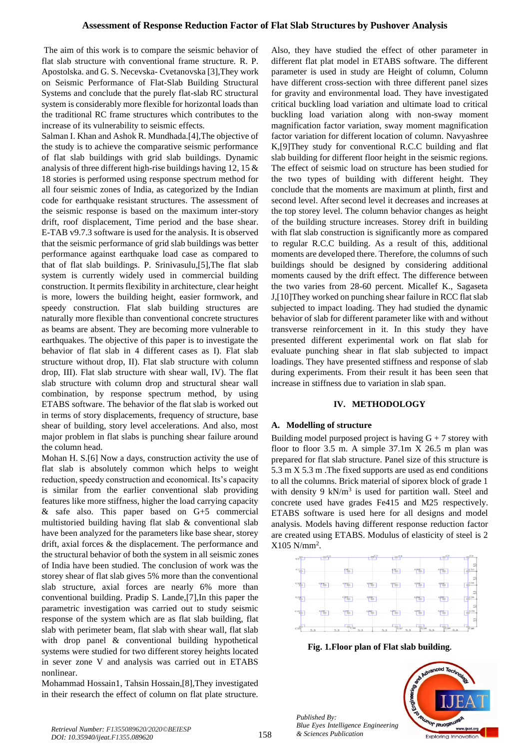The aim of this work is to compare the seismic behavior of flat slab structure with conventional frame structure. R. P. Apostolska. and G. S. Necevska- Cvetanovska [3],They work on Seismic Performance of Flat-Slab Building Structural Systems and conclude that the purely flat-slab RC structural system is considerably more flexible for horizontal loads than the traditional RC frame structures which contributes to the increase of its vulnerability to seismic effects.

Salman I. Khan and Ashok R. Mundhada.[4],The objective of the study is to achieve the comparative seismic performance of flat slab buildings with grid slab buildings. Dynamic analysis of three different high-rise buildings having 12, 15 & 18 stories is performed using response spectrum method for all four seismic zones of India, as categorized by the Indian code for earthquake resistant structures. The assessment of the seismic response is based on the maximum inter-story drift, roof displacement, Time period and the base shear. E-TAB v9.7.3 software is used for the analysis. It is observed that the seismic performance of grid slab buildings was better performance against earthquake load case as compared to that of flat slab buildings. P. Srinivasulu,[5],The flat slab system is currently widely used in commercial building construction. It permits flexibility in architecture, clear height is more, lowers the building height, easier formwork, and speedy construction. Flat slab building structures are naturally more flexible than conventional concrete structures as beams are absent. They are becoming more vulnerable to earthquakes. The objective of this paper is to investigate the behavior of flat slab in 4 different cases as I). Flat slab structure without drop, II). Flat slab structure with column drop, III). Flat slab structure with shear wall, IV). The flat slab structure with column drop and structural shear wall combination, by response spectrum method, by using ETABS software. The behavior of the flat slab is worked out in terms of story displacements, frequency of structure, base shear of building, story level accelerations. And also, most major problem in flat slabs is punching shear failure around the column head.

Mohan H. S.[6] Now a days, construction activity the use of flat slab is absolutely common which helps to weight reduction, speedy construction and economical. Its's capacity is similar from the earlier conventional slab providing features like more stiffness, higher the load carrying capacity & safe also. This paper based on G+5 commercial multistoried building having flat slab & conventional slab have been analyzed for the parameters like base shear, storey drift, axial forces & the displacement. The performance and the structural behavior of both the system in all seismic zones of India have been studied. The conclusion of work was the storey shear of flat slab gives 5% more than the conventional slab structure, axial forces are nearly 6% more than conventional building. Pradip S. Lande,[7],In this paper the parametric investigation was carried out to study seismic response of the system which are as flat slab building, flat slab with perimeter beam, flat slab with shear wall, flat slab with drop panel & conventional building hypothetical systems were studied for two different storey heights located in sever zone V and analysis was carried out in ETABS nonlinear.

Mohammad Hossain1, Tahsin Hossain,[8],They investigated in their research the effect of column on flat plate structure. Also, they have studied the effect of other parameter in different flat plat model in ETABS software. The different parameter is used in study are Height of column, Column have different cross-section with three different panel sizes for gravity and environmental load. They have investigated critical buckling load variation and ultimate load to critical buckling load variation along with non-sway moment magnification factor variation, sway moment magnification factor variation for different location of column. Navyashree K,[9]They study for conventional R.C.C building and flat slab building for different floor height in the seismic regions. The effect of seismic load on structure has been studied for the two types of building with different height. They conclude that the moments are maximum at plinth, first and second level. After second level it decreases and increases at the top storey level. The column behavior changes as height of the building structure increases. Storey drift in building with flat slab construction is significantly more as compared to regular R.C.C building. As a result of this, additional moments are developed there. Therefore, the columns of such buildings should be designed by considering additional moments caused by the drift effect. The difference between the two varies from 28-60 percent. Micallef K., Sagaseta J,[10]They worked on punching shear failure in RCC flat slab subjected to impact loading. They had studied the dynamic behavior of slab for different parameter like with and without transverse reinforcement in it. In this study they have presented different experimental work on flat slab for evaluate punching shear in flat slab subjected to impact loadings. They have presented stiffness and response of slab during experiments. From their result it has been seen that increase in stiffness due to variation in slab span.

## IV. METHODOLOGY

### A. Modelling of structure

Building model purposed project is having G + 7 storey with floor to floor 3.5 m. A simple 37.1m X 26.5 m plan was prepared for flat slab structure. Panel size of this structure is 5.3 m X 5.3 m .The fixed supports are used as end conditions to all the columns. Brick material of siporex block of grade 1 with density 9 kN/m$^3$ is used for partition wall. Steel and concrete used have grades Fe415 and M25 respectively. ETABS software is used here for all designs and model analysis. Models having different response reduction factor are created using ETABS. Modulus of elasticity of steel is 2 X105 N/mm$^2$.

**Fig. 1.Floor plan of Flat slab building**.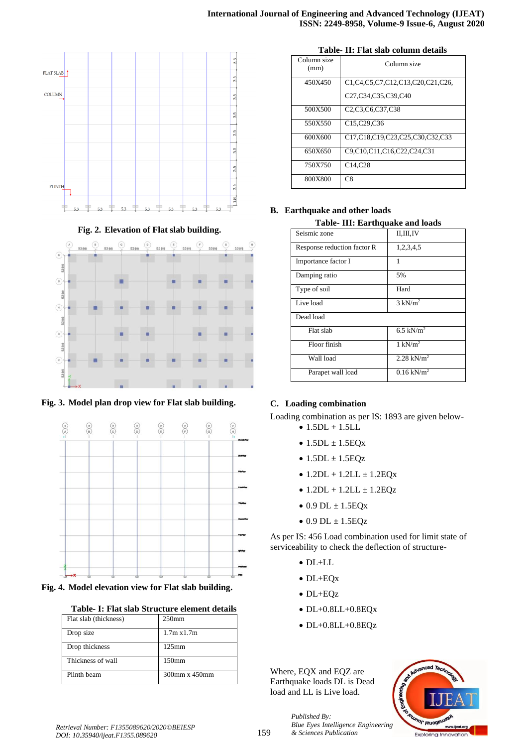Fig. 2. Elevation of Flat slab building.

Fig. 3. Model plan drop view for Flat slab building.

Fig. 4. Model elevation view for Flat slab building.

**Table- I: Flat slab Structure element details**

| Flat slab (thickness) | 250mm |
|---|---|
| Drop size | 1.7m x1.7m |
| Drop thickness | 125mm |
| Thickness of wall | 150mm |
| Plinth beam | 300mm x 450mm |

**Table- II: Flat slab column details**

| Column size (mm) | Column size |
|---|---|
| 450X450 | C1,C4,C5,C7,C12,C13,C20,C21,C26, C27,C34,C35,C39,C40 |
| 500X500 | C2,C3,C6,C37,C38 |
| 550X550 | C15,C29,C36 |
| 600X600 | C17,C18,C19,C23,C25,C30,C32,C33 |
| 650X650 | C9,C10,C11,C16,C22,C24,C31 |
| 750X750 | C14,C28 |
| 800X800 | C8 |

## B. Earthquake and other loads

**Table- III: Earthquake and loads**

| Seismic zone | II,III,IV |
|---|---|
| Response reduction factor R | 1,2,3,4,5 |
| Importance factor I | 1 |
| Damping ratio | 5% |
| Type of soil | Hard |
| Live load | 3 kN/m$^2$ |
| Dead load | |
| Flat slab | 6.5 kN/m$^2$ |
| Floor finish | 1 kN/m$^2$ |
| Wall load | 2.28 kN/m$^2$ |
| Parapet wall load | 0.16 kN/m$^2$ |

## C. Loading combination

Loading combination as per IS: 1893 are given below-

- 1.5DL + 1.5LL
- 1.5DL ± 1.5EQx
- 1.5DL ± 1.5EQz
- 1.2DL + 1.2LL ± 1.2EQx
- 1.2DL + 1.2LL ± 1.2EQz
- 0.9 DL ± 1.5EQx
- 0.9 DL ± 1.5EQz

As per IS: 456 Load combination used for limit state of serviceability to check the deflection of structure-

- DL+LL
- DL+EQx
- DL+EQz
- DL+0.8LL+0.8EQx
- DL+0.8LL+0.8EQz

Where, EQX and EQZ are Earthquake loads DL is Dead load and LL is Live load.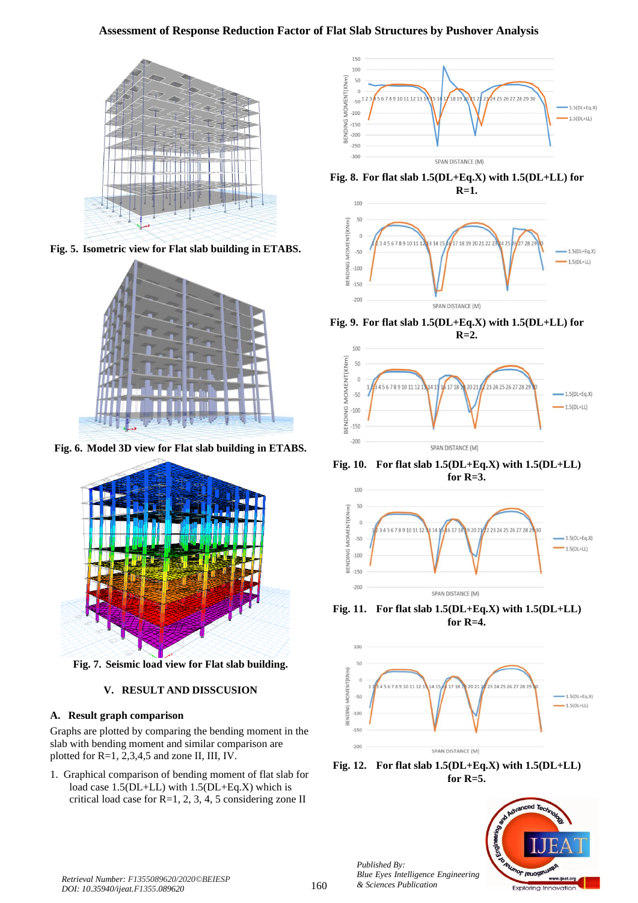Fig. 5. Isometric view for Flat slab building in ETABS.

Fig. 6. Model 3D view for Flat slab building in ETABS.

Fig. 7. Seismic load view for Flat slab building.

## V. RESULT AND DISSCUSION

### A. Result graph comparison

Graphs are plotted by comparing the bending moment in the slab with bending moment and similar comparison are plotted for R=1, 2,3,4,5 and zone II, III, IV.

1. Graphical comparison of bending moment of flat slab for load case 1.5(DL+LL) with 1.5(DL+Eq.X) which is critical load case for R=1, 2, 3, 4, 5 considering zone II

Fig. 8. For flat slab 1.5(DL+Eq.X) with 1.5(DL+LL) for R=1.

Fig. 9. For flat slab 1.5(DL+Eq.X) with 1.5(DL+LL) for R=2.

Fig. 10. For flat slab 1.5(DL+Eq.X) with 1.5(DL+LL) for R=3.

Fig. 11. For flat slab 1.5(DL+Eq.X) with 1.5(DL+LL) for R=4.

Fig. 12. For flat slab 1.5(DL+Eq.X) with 1.5(DL+LL) for R=5.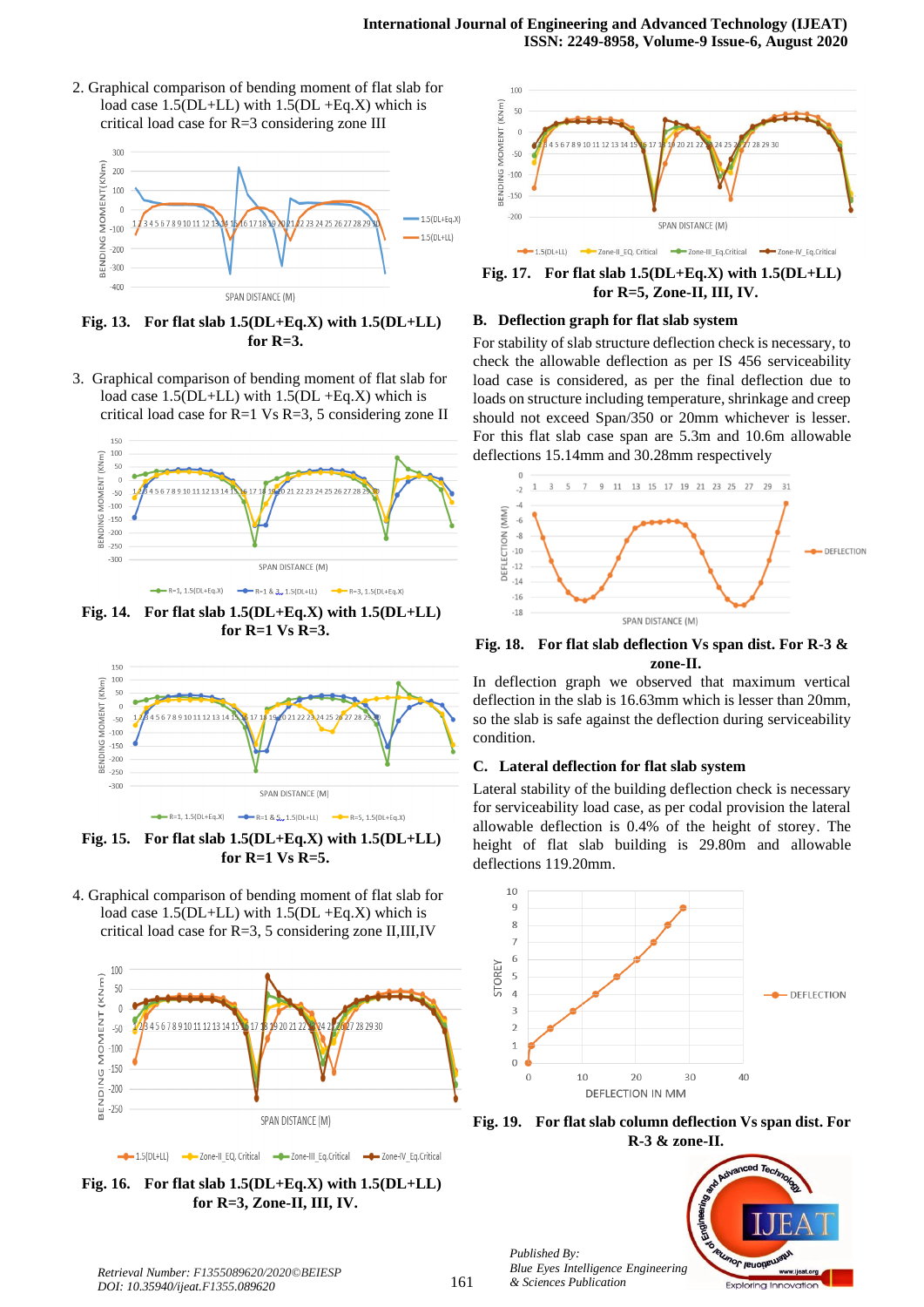2. Graphical comparison of bending moment of flat slab for load case 1.5(DL+LL) with 1.5(DL +Eq.X) which is critical load case for R=3 considering zone III

**Fig. 13. For flat slab 1.5(DL+Eq.X) with 1.5(DL+LL) for R=3.**

3. Graphical comparison of bending moment of flat slab for load case 1.5(DL+LL) with 1.5(DL +Eq.X) which is critical load case for R=1 Vs R=3, 5 considering zone II

**Fig. 14. For flat slab 1.5(DL+Eq.X) with 1.5(DL+LL) for R=1 Vs R=3.**

**Fig. 15. For flat slab 1.5(DL+Eq.X) with 1.5(DL+LL) for R=1 Vs R=5.**

4. Graphical comparison of bending moment of flat slab for load case 1.5(DL+LL) with 1.5(DL +Eq.X) which is critical load case for R=3, 5 considering zone II,III,IV

**Fig. 16. For flat slab 1.5(DL+Eq.X) with 1.5(DL+LL) for R=3, Zone-II, III, IV.**

**Fig. 17. For flat slab 1.5(DL+Eq.X) with 1.5(DL+LL) for R=5, Zone-II, III, IV.**

### B. Deflection graph for flat slab system

For stability of slab structure deflection check is necessary, to check the allowable deflection as per IS 456 serviceability load case is considered, as per the final deflection due to loads on structure including temperature, shrinkage and creep should not exceed Span/350 or 20mm whichever is lesser. For this flat slab case span are 5.3m and 10.6m allowable deflections 15.14mm and 30.28mm respectively

**Fig. 18. For flat slab deflection Vs span dist. For R-3 & zone-II.**

In deflection graph we observed that maximum vertical deflection in the slab is 16.63mm which is lesser than 20mm, so the slab is safe against the deflection during serviceability condition.

### C. Lateral deflection for flat slab system

Lateral stability of the building deflection check is necessary for serviceability load case, as per codal provision the lateral allowable deflection is 0.4% of the height of storey. The height of flat slab building is 29.80m and allowable deflections 119.20mm.

**Fig. 19. For flat slab column deflection Vs span dist. For R-3 & zone-II.**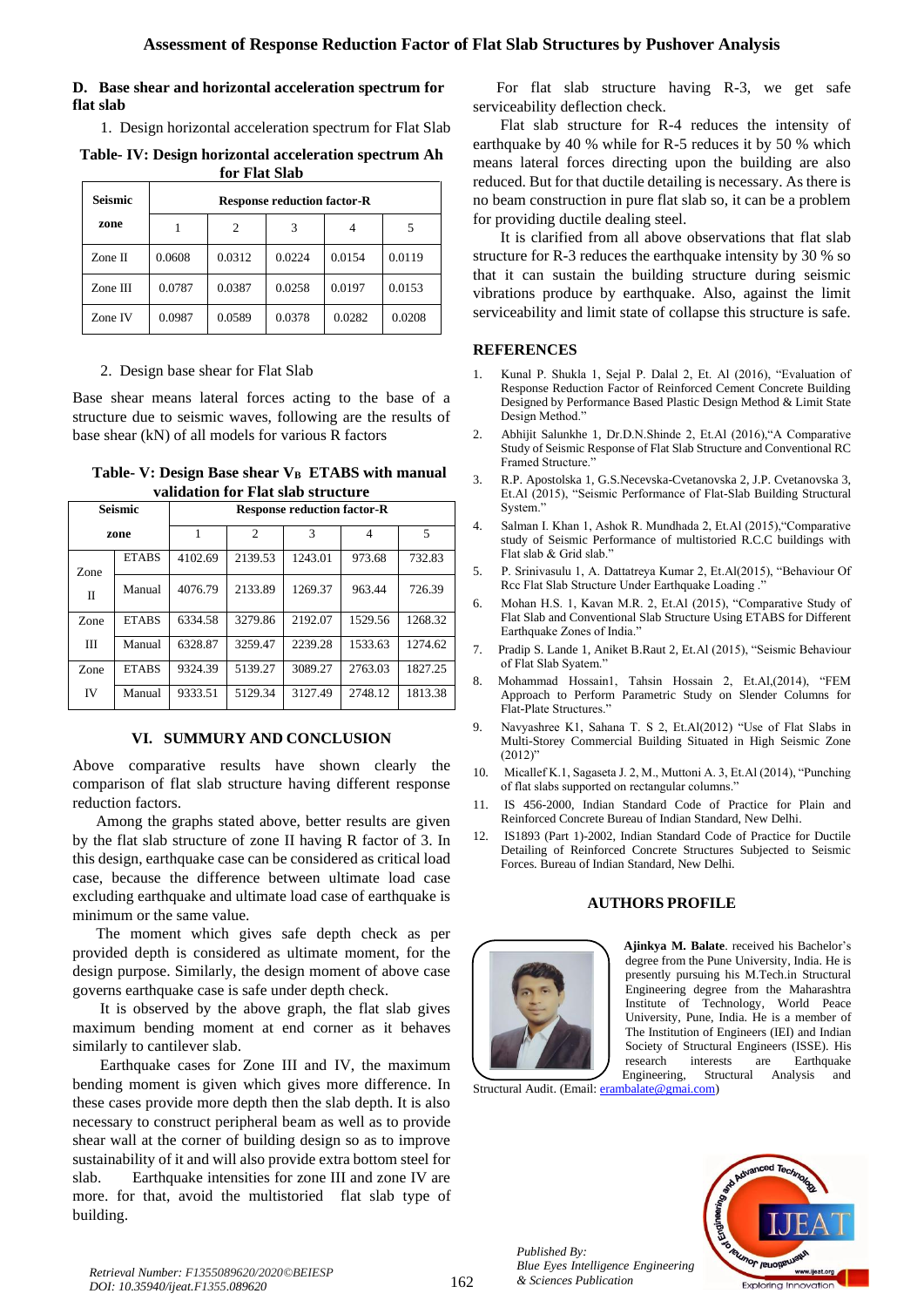### D. Base shear and horizontal acceleration spectrum for flat slab

1. Design horizontal acceleration spectrum for Flat Slab

**Table- IV: Design horizontal acceleration spectrum Ah for Flat Slab**

| Seismic zone | Response reduction factor-R | | | | |
|---|---|---|---|---|---|
| | 1 | 2 | 3 | 4 | 5 |
| Zone II | 0.0608 | 0.0312 | 0.0224 | 0.0154 | 0.0119 |
| Zone III | 0.0787 | 0.0387 | 0.0258 | 0.0197 | 0.0153 |
| Zone IV | 0.0987 | 0.0589 | 0.0378 | 0.0282 | 0.0208 |

2. Design base shear for Flat Slab

Base shear means lateral forces acting to the base of a structure due to seismic waves, following are the results of base shear (kN) of all models for various R factors

**Table- V: Design Base shear $V_B$ ETABS with manual validation for Flat slab structure**

| Seismic zone | | Response reduction factor-R | | | | |
|---|---|---|---|---|---|---|
| | | 1 | 2 | 3 | 4 | 5 |
| Zone II | ETABS | 4102.69 | 2139.53 | 1243.01 | 973.68 | 732.83 |
| | Manual | 4076.79 | 2133.89 | 1269.37 | 963.44 | 726.39 |
| Zone III | ETABS | 6334.58 | 3279.86 | 2192.07 | 1529.56 | 1268.32 |
| | Manual | 6328.87 | 3259.47 | 2239.28 | 1533.63 | 1274.62 |
| Zone IV | ETABS | 9324.39 | 5139.27 | 3089.27 | 2763.03 | 1827.25 |
| | Manual | 9333.51 | 5129.34 | 3127.49 | 2748.12 | 1813.38 |

## VI. SUMMURY AND CONCLUSION

Above comparative results have shown clearly the comparison of flat slab structure having different response reduction factors.

Among the graphs stated above, better results are given by the flat slab structure of zone II having R factor of 3. In this design, earthquake case can be considered as critical load case, because the difference between ultimate load case excluding earthquake and ultimate load case of earthquake is minimum or the same value.

The moment which gives safe depth check as per provided depth is considered as ultimate moment, for the design purpose. Similarly, the design moment of above case governs earthquake case is safe under depth check.

It is observed by the above graph, the flat slab gives maximum bending moment at end corner as it behaves similarly to cantilever slab.

Earthquake cases for Zone III and IV, the maximum bending moment is given which gives more difference. In these cases provide more depth then the slab depth. It is also necessary to construct peripheral beam as well as to provide shear wall at the corner of building design so as to improve sustainability of it and will also provide extra bottom steel for slab. Earthquake intensities for zone III and zone IV are more. for that, avoid the multistoried flat slab type of building.

For flat slab structure having R-3, we get safe serviceability deflection check.

Flat slab structure for R-4 reduces the intensity of earthquake by 40 % while for R-5 reduces it by 50 % which means lateral forces directing upon the building are also reduced. But for that ductile detailing is necessary. As there is no beam construction in pure flat slab so, it can be a problem for providing ductile dealing steel.

It is clarified from all above observations that flat slab structure for R-3 reduces the earthquake intensity by 30 % so that it can sustain the building structure during seismic vibrations produce by earthquake. Also, against the limit serviceability and limit state of collapse this structure is safe.

## REFERENCES

1. Kunal P. Shukla 1, Sejal P. Dalal 2, Et. Al (2016), "Evaluation of Response Reduction Factor of Reinforced Cement Concrete Building Designed by Performance Based Plastic Design Method & Limit State Design Method."
2. Abhijit Salunkhe 1, Dr.D.N.Shinde 2, Et.Al (2016),"A Comparative Study of Seismic Response of Flat Slab Structure and Conventional RC Framed Structure."
3. R.P. Apostolska 1, G.S.Necevska-Cvetanovska 2, J.P. Cvetanovska 3, Et.Al (2015), "Seismic Performance of Flat-Slab Building Structural System."
4. Salman I. Khan 1, Ashok R. Mundhada 2, Et.Al (2015),"Comparative study of Seismic Performance of multistoried R.C.C buildings with Flat slab & Grid slab."
5. P. Srinivasulu 1, A. Dattatreya Kumar 2, Et.Al(2015), "Behaviour Of Rcc Flat Slab Structure Under Earthquake Loading ."
6. Mohan H.S. 1, Kavan M.R. 2, Et.Al (2015), "Comparative Study of Flat Slab and Conventional Slab Structure Using ETABS for Different Earthquake Zones of India."
7. Pradip S. Lande 1, Aniket B.Raut 2, Et.Al (2015), "Seismic Behaviour of Flat Slab Syatem."
8. Mohammad Hossain1, Tahsin Hossain 2, Et.Al,(2014), "FEM Approach to Perform Parametric Study on Slender Columns for Flat-Plate Structures."
9. Navyashree K1, Sahana T. S 2, Et.Al(2012) "Use of Flat Slabs in Multi-Storey Commercial Building Situated in High Seismic Zone (2012)"
10. Micallef K.1, Sagaseta J. 2, M., Muttoni A. 3, Et.Al (2014), "Punching of flat slabs supported on rectangular columns."
11. IS 456-2000, Indian Standard Code of Practice for Plain and Reinforced Concrete Bureau of Indian Standard, New Delhi.
12. IS1893 (Part 1)-2002, Indian Standard Code of Practice for Ductile Detailing of Reinforced Concrete Structures Subjected to Seismic Forces. Bureau of Indian Standard, New Delhi.

## AUTHORS PROFILE

**Ajinkya M. Balate**. received his Bachelor's degree from the Pune University, India. He is presently pursuing his M.Tech.in Structural Engineering degree from the Maharashtra Institute of Technology, World Peace University, Pune, India. He is a member of The Institution of Engineers (IEI) and Indian Society of Structural Engineers (ISSE). His research interests are Earthquake Engineering, Structural Analysis and Structural Audit. (Email: erambalate@gmai.com)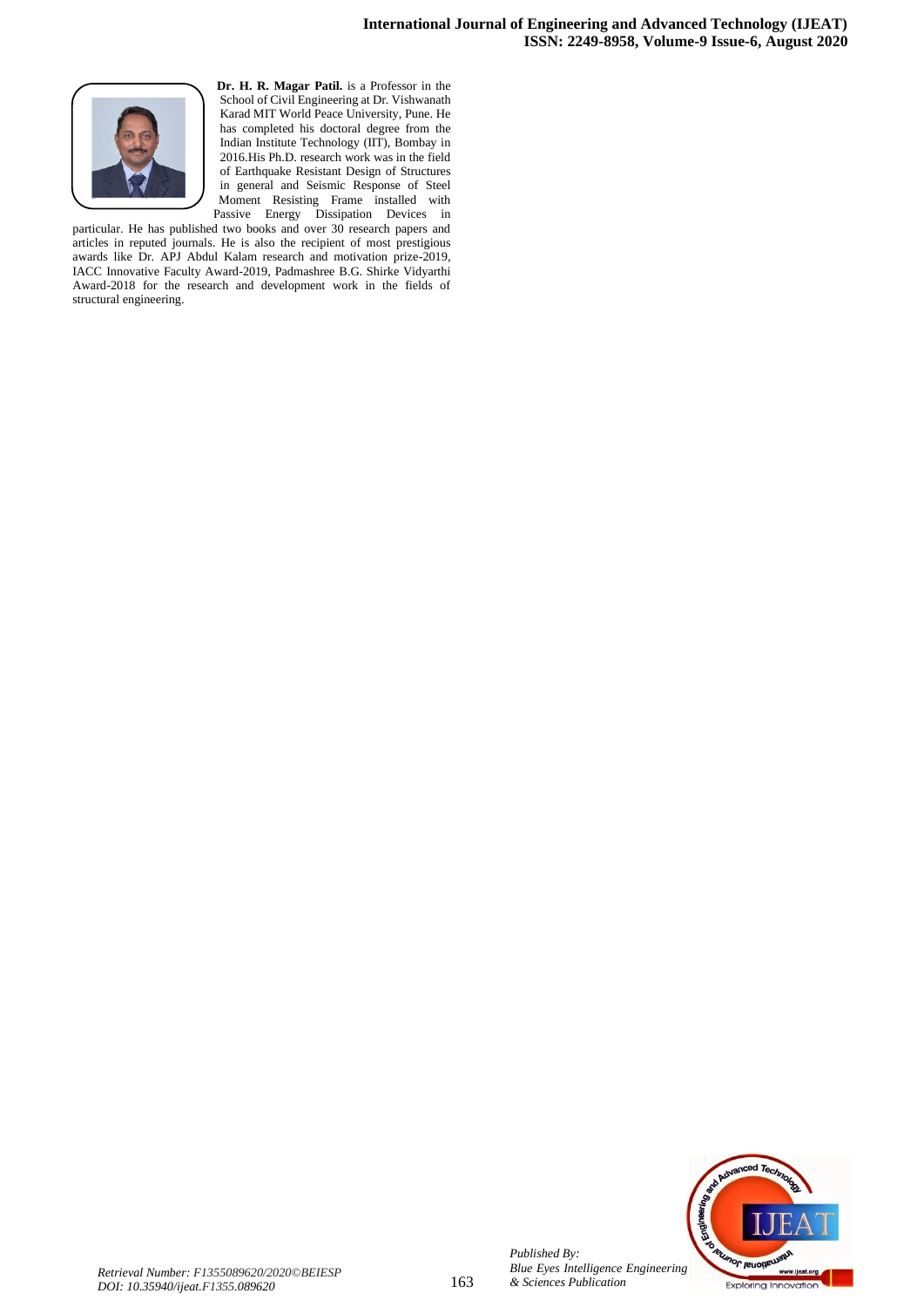**Dr. H. R. Magar Patil.** is a Professor in the School of Civil Engineering at Dr. Vishwanath Karad MIT World Peace University, Pune. He has completed his doctoral degree from the Indian Institute Technology (IIT), Bombay in 2016.His Ph.D. research work was in the field of Earthquake Resistant Design of Structures in general and Seismic Response of Steel Moment Resisting Frame installed with Passive Energy Dissipation Devices in particular. He has published two books and over 30 research papers and articles in reputed journals. He is also the recipient of most prestigious awards like Dr. APJ Abdul Kalam research and motivation prize-2019, IACC Innovative Faculty Award-2019, Padmashree B.G. Shirke Vidyarthi Award-2018 for the research and development work in the fields of structural engineering.